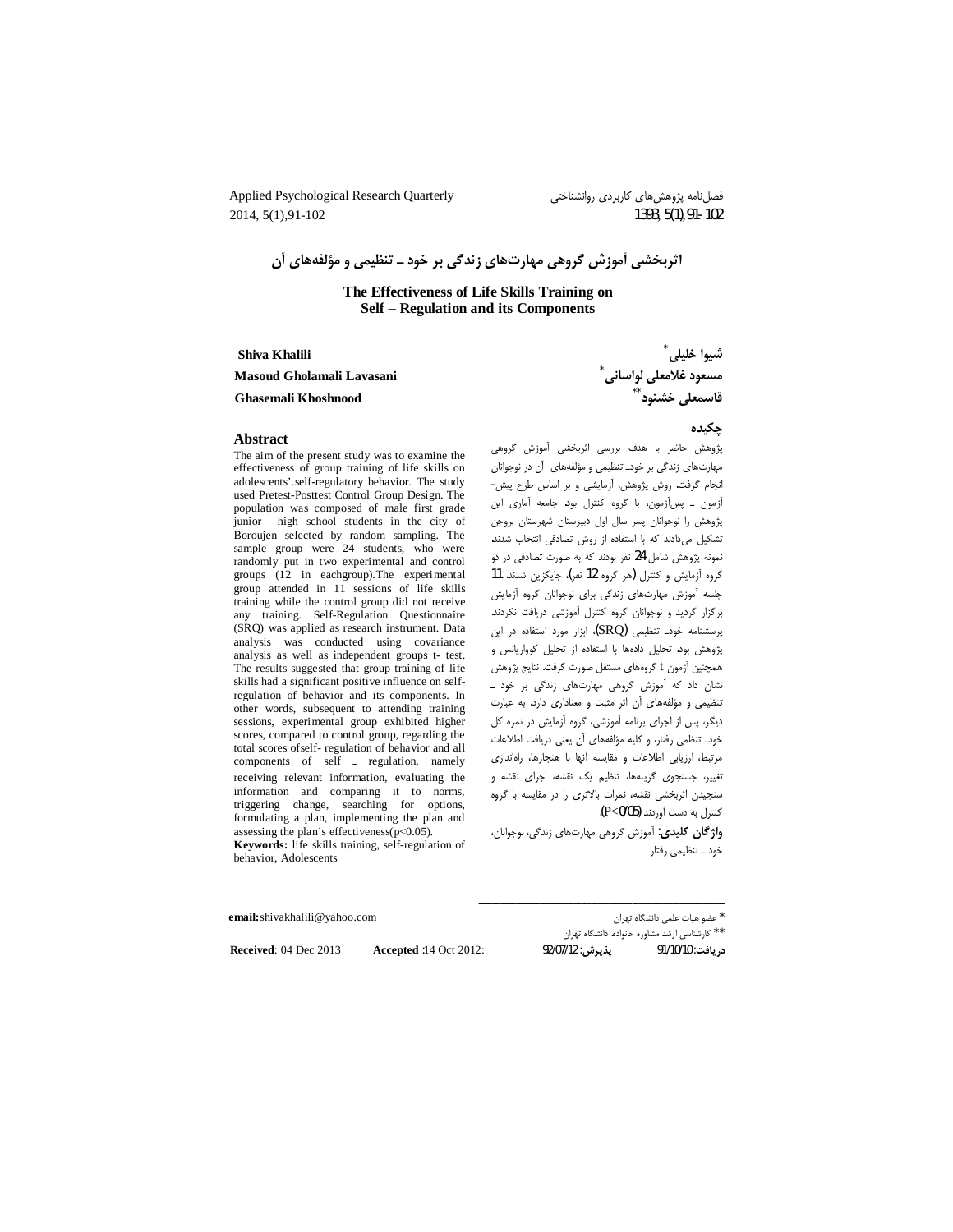# اثربخشی آموزش گروهی مهارت‌های زندگی بر خود ـ تنظیمی و مؤلفه‌های آن

## The Effectiveness of Life Skills Training on Self – Regulation and its Components

**شیوا خلیلی** [*]

**مسعود غلامعلی لواسانی** [*]

**قاسمعلی خشنود** [**]

**Shiva Khalili**

**Masoud Gholamali Lavasani**

**Ghasemali Khoshnood**

### چکیده

پژوهش حاضر با هدف بررسی اثربخشی آموزش گروهی مهارت‌های زندگی بر خودـ تنظیمی و مؤلفه‌های آن در نوجوانان انجام گرفت. روش پژوهش، آزمایشی و بر اساس طرح پیش- آزمون ـ پس‌آزمون، با گروه کنترل بود. جامعه آماری این پژوهش را نوجوانان پسر سال اول دبیرستان شهرستان بروجن تشکیل می‌دادند که با استفاده از روش تصادفی انتخاب شدند. نمونه پژوهش شامل 24 نفر بودند که به صورت تصادفی در دو گروه آزمایش و کنترل (هر گروه 12 نفر)، جایگزین شدند. 11 جلسه آموزش مهارت‌های زندگی برای نوجوانان گروه آزمایش برگزار گردید و نوجوانان گروه کنترل آموزشی دریافت نکردند. پرسشنامه خودـ تنظیمی (SRQ)، ابزار مورد استفاده در این پژوهش بود. تحلیل داده‌ها با استفاده از تحلیل کوواریانس و همچنین آزمون t گروه‌های مستقل صورت گرفت. نتایج پژوهش نشان داد که آموزش گروهی مهارت‌های زندگی بر خود ـ تنظیمی و مؤلفه‌های آن اثر مثبت و معناداری دارد. به عبارت دیگر، پس از اجرای برنامه آموزشی، گروه آزمایش در نمره کل خودـ تنظمی رفتار، و کلیه مؤلفه‌های آن یعنی دریافت اطلاعات مرتبط، ارزیابی اطلاعات و مقایسه آنها با هنجارها، راه‌اندازی تغییر، جستجوی گزینه‌ها، تنظیم یک نقشه، اجرای نقشه و سنجیدن اثربخشی نقشه، نمرات بالاتری را در مقایسه با گروه کنترل به دست آوردند ($P<0/05$).

**واژگان کلیدی:** آموزش گروهی مهارت‌های زندگی، نوجوانان، خود ـ تنظیمی رفتار

### Abstract

The aim of the present study was to examine the effectiveness of group training of life skills on adolescents'.self-regulatory behavior. The study used Pretest-Posttest Control Group Design. The population was composed of male first grade junior high school students in the city of Boroujen selected by random sampling. The sample group were 24 students, who were randomly put in two experimental and control groups (12 in eachgroup).The experimental group attended in 11 sessions of life skills training while the control group did not receive any training. Self-Regulation Questionnaire (SRQ) was applied as research instrument. Data analysis was conducted using covariance analysis as well as independent groups t- test. The results suggested that group training of life skills had a significant positive influence on self-regulation of behavior and its components. In other words, subsequent to attending training sessions, experimental group exhibited higher scores, compared to control group, regarding the total scores ofself- regulation of behavior and all components of self ـ regulation, namely receiving relevant information, evaluating the information and comparing it to norms, triggering change, searching for options, formulating a plan, implementing the plan and assessing the plan's effectiveness($p<0.05$).

**Keywords:** life skills training, self-regulation of behavior, Adolescents

---

[*] عضو هیات علمی دانشگاه تهران

[**] کارشناسی ارشد مشاوره خانواده دانشگاه تهران

**email:** shivakhalili@yahoo.com

دریافت: 91/10/10 &nbsp;&nbsp;&nbsp; پذیرش: 92/07/12

**Received**: 04 Dec 2013 &nbsp;&nbsp;&nbsp; **Accepted** :14 Oct 2012: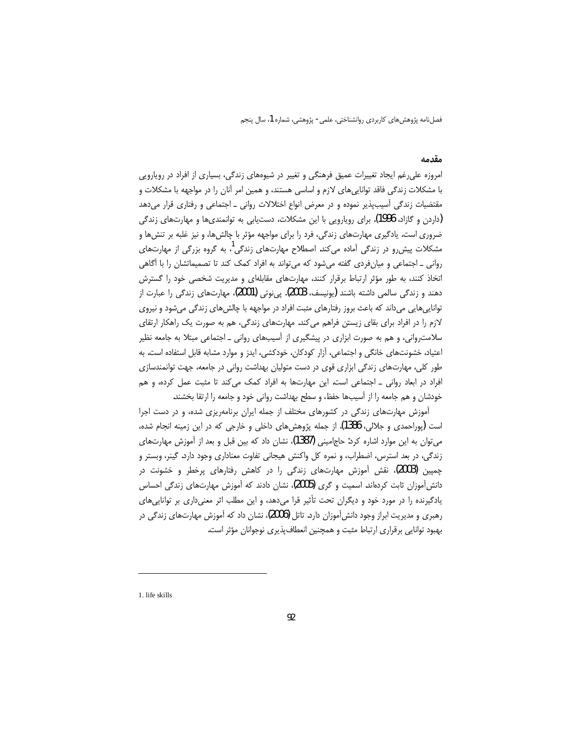## مقدمه

امروزه علی‌رغم ایجاد تغییرات عمیق فرهنگی و تغییر در شیوه‌های زندگی، بسیاری از افراد در رویارویی با مشکلات زندگی فاقد توانایی‌های لازم و اساسی هستند، و همین امر آنان را در مواجهه با مشکلات و مقتضیات زندگی آسیب‌پذیر نموده و در معرض انواع اختلالات روانی ـ اجتماعی و رفتاری قرار می‌دهد (داردن و گازاد، 1996). برای رویارویی با این مشکلات، دست‌یابی به توانمندی‌ها و مهارت‌های زندگی ضروری است. یادگیری مهارت‌های زندگی، فرد را برای مواجهه مؤثر با چالش‌ها، و نیز غلبه بر تنش‌ها و مشکلات پیش‌رو در زندگی آماده می‌کند. اصطلاح مهارت‌های زندگی[1]، به گروه بزرگی از مهارت‌های روانی ـ اجتماعی و میان‌فردی گفته می‌شود که می‌تواند به افراد کمک کند تا تصمیماتشان را با آگاهی اتخاذ کنند، به طور مؤثر ارتباط برقرار کنند، مهارت‌های مقابله‌ای و مدیریت شخصی خود را گسترش دهند و زندگی سالمی داشته باشند (یونیسف، 2003). پی‌نوتی (2001)، مهارت‌های زندگی را عبارت از توانایی‌هایی می‌داند که باعث بروز رفتارهای مثبت افراد در مواجهه با چالش‌های زندگی می‌شود و نیروی لازم را در افراد برای بقای زیستن فراهم می‌کند. مهارت‌های زندگی، هم به صورت یک راهکار ارتقای سلامت‌روانی، و هم به صورت ابزاری در پیشگیری از آسیب‌های روانی ـ اجتماعی مبتلا به جامعه نظیر اعتیاد، خشونت‌های خانگی و اجتماعی، آزار کودکان، خودکشی، ایدز و موارد مشابه قابل استفاده است. به طور کلی، مهارت‌های زندگی ابزاری قوی در دست متولیان بهداشت روانی در جامعه، جهت توانمندسازی افراد در ابعاد روانی ـ اجتماعی است. این مهارت‌ها به افراد کمک می‌کند تا مثبت عمل کرده، و هم خودشان و هم جامعه را از آسیب‌ها حفظ، و سطح بهداشت روانی خود و جامعه را ارتقا بخشند.

آموزش مهارت‌های زندگی در کشورهای مختلف از جمله ایران برنامه‌ریزی شده، و در دست اجرا است (پوراحمدی و جلالی، 1386). از جمله پژوهش‌های داخلی و خارجی که در این زمینه انجام شده، می‌توان به این موارد اشاره کرد: حاج‌امینی (1387)، نشان داد که بین قبل و بعد از آموزش مهارت‌های زندگی، در بعد استرس، اضطراب، و نمره کل واکنش هیجانی تفاوت معناداری وجود دارد. گینر، وبستر و چمپین (2003)، نقش آموزش مهارت‌های زندگی را در کاهش رفتارهای پرخطر و خشونت در دانش‌آموزان ثابت کرده‌اند. اسمیت و گری (2005)، نشان دادند که آموزش مهارت‌های زندگی احساس یادگیرنده را در مورد خود و دیگران تحت تأثیر قرا می‌دهد، و این مطلب اثر معنی‌داری بر توانایی‌های رهبری و مدیریت ابراز وجود دانش‌آموزان دارد. تاتل (2006)، نشان داد که آموزش مهارت‌های زندگی در بهبود توانایی برقراری ارتباط مثبت و همچنین انعطاف‌پذیری نوجوانان مؤثر است.

---

1. life skills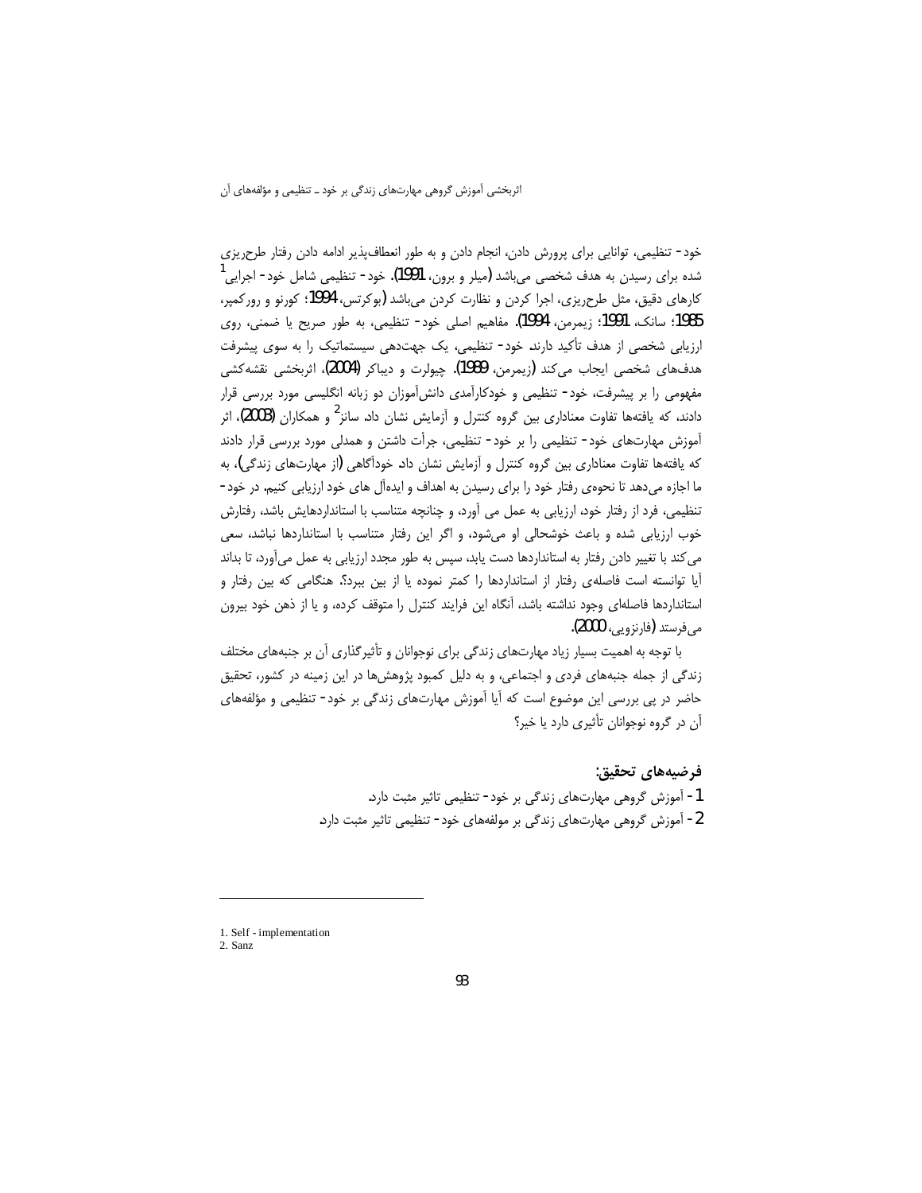خود- تنظیمی، توانایی برای پرورش دادن، انجام دادن و به طور انعطاف‌پذیر ادامه دادن رفتار طرح‌ریزی شده برای رسیدن به هدف شخصی می‌باشد (میلر و برون، 1991). خود- تنظیمی شامل خود- اجرایی[1] کارهای دقیق، مثل طرح‌ریزی، اجرا کردن و نظارت کردن می‌باشد (بوکرتس، 1994؛ کورنو و رورکمپر، 1985؛ سانک، 1991؛ زیمرمن، 1994). مفاهیم اصلی خود- تنظیمی، به طور صریح یا ضمنی، روی ارزیابی شخصی از هدف تأکید دارند. خود- تنظیمی، یک جهت‌دهی سیستماتیک را به سوی پیشرفت هدف‌های شخصی ایجاب می‌کند (زیمرمن، 1989). چیولرت و دیباکر (2004)، اثربخشی نقشه‌کشی مفهومی را بر پیشرفت، خود- تنظیمی و خودکارآمدی دانش‌آموزان دو زبانه انگلیسی مورد بررسی قرار دادند، که یافته‌ها تفاوت معناداری بین گروه کنترل و آزمایش نشان داد. سانز[2] و همکاران (2003)، اثر آموزش مهارت‌های خود- تنظیمی را بر خود- تنظیمی، جرأت داشتن و همدلی مورد بررسی قرار دادند که یافته‌ها تفاوت معناداری بین گروه کنترل و آزمایش نشان داد. خودآگاهی (از مهارت‌های زندگی)، به ما اجازه می‌دهد تا نحوه‌ی رفتار خود را برای رسیدن به اهداف و ایده‌آل های خود ارزیابی کنیم. در خود- تنظیمی، فرد از رفتار خود، ارزیابی به عمل می آورد، و چنانچه متناسب با استانداردهایش باشد، رفتارش خوب ارزیابی شده و باعث خوشحالی او می‌شود، و اگر این رفتار متناسب با استانداردها نباشد، سعی می‌کند با تغییر دادن رفتار به استانداردها دست یابد، سپس به طور مجدد ارزیابی به عمل می‌آورد، تا بداند آیا توانسته است فاصله‌ی رفتار از استانداردها را کمتر نموده یا از بین ببرد؟. هنگامی که بین رفتار و استانداردها فاصله‌ای وجود نداشته باشد، آنگاه این فرایند کنترل را متوقف کرده، و یا از ذهن خود بیرون می‌فرستد (فارنزویی، 2000).

با توجه به اهمیت بسیار زیاد مهارت‌های زندگی برای نوجوانان و تأثیرگذاری آن بر جنبه‌های مختلف زندگی از جمله جنبه‌های فردی و اجتماعی، و به دلیل کمبود پژوهش‌ها در این زمینه در کشور، تحقیق حاضر در پی بررسی این موضوع است که آیا آموزش مهارت‌های زندگی بر خود- تنظیمی و مؤلفه‌های آن در گروه نوجوانان تأثیری دارد یا خیر؟

### فرضیه‌های تحقیق:

1- آموزش گروهی مهارت‌های زندگی بر خود- تنظیمی تاثیر مثبت دارد.

2- آموزش گروهی مهارت‌های زندگی بر مولفه‌های خود- تنظیمی تاثیر مثبت دارد.

---

1. Self - implementation
2. Sanz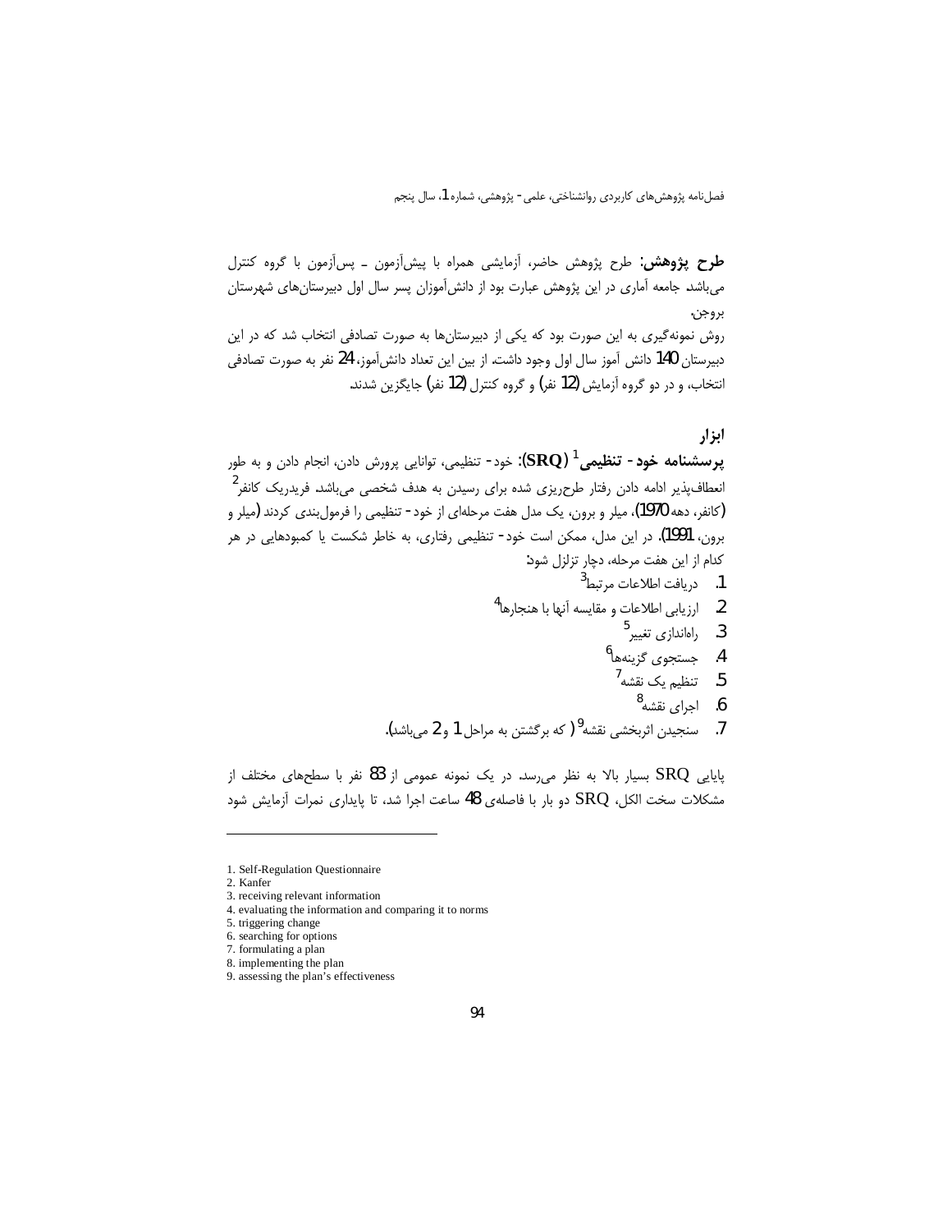**طرح پژوهش:** طرح پژوهش حاضر، آزمایشی همراه با پیش‌آزمون ـ پس‌آزمون با گروه کنترل می‌باشد. جامعه آماری در این پژوهش عبارت بود از دانش‌آموزان پسر سال اول دبیرستان‌های شهرستان بروجن.

روش نمونه‌گیری به این صورت بود که یکی از دبیرستان‌ها به صورت تصادفی انتخاب شد که در این دبیرستان 140 دانش آموز سال اول وجود داشت. از بین این تعداد دانش‌آموز، 24 نفر به صورت تصادفی انتخاب، و در دو گروه آزمایش (12 نفر) و گروه کنترل (12 نفر) جایگزین شدند.

### ابزار

**پرسشنامه خود- تنظیمی[1] (SRQ):** خود- تنظیمی، توانایی پرورش دادن، انجام دادن و به طور انعطاف‌پذیر ادامه دادن رفتار طرح‌ریزی شده برای رسیدن به هدف شخصی می‌باشد. فریدریک کانفر[2] (کانفر، دهه 1970)، میلر و برون، یک مدل هفت مرحله‌ای از خود- تنظیمی را فرمول‌بندی کردند (میلر و برون، 1991). در این مدل، ممکن است خود- تنظیمی رفتاری، به خاطر شکست یا کمبودهایی در هر کدام از این هفت مرحله، دچار تزلزل شود:

1. دریافت اطلاعات مرتبط[3]
2. ارزیابی اطلاعات و مقایسه آنها با هنجارها[4]
3. راه‌اندازی تغییر[5]
4. جستجوی گزینه‌ها[6]
5. تنظیم یک نقشه[7]
6. اجرای نقشه[8]
7. سنجیدن اثربخشی نقشه[9] ( که برگشتن به مراحل 1 و 2 می‌باشد).

پایایی SRQ بسیار بالا به نظر می‌رسد. در یک نمونه عمومی از 83 نفر با سطح‌های مختلف از مشکلات سخت الکل، SRQ دو بار با فاصله‌ی 48 ساعت اجرا شد، تا پایداری نمرات آزمایش شود

---

1. Self-Regulation Questionnaire
2. Kanfer
3. receiving relevant information
4. evaluating the information and comparing it to norms
5. triggering change
6. searching for options
7. formulating a plan
8. implementing the plan
9. assessing the plan's effectiveness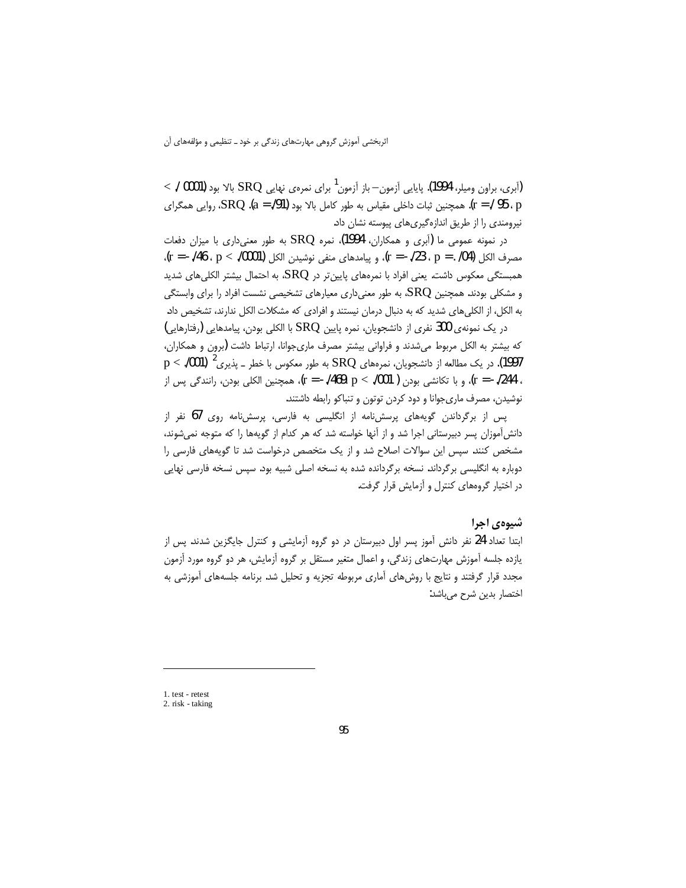(آبری، براون ومیلر، 1994). پایایی آزمون– باز آزمون[1] برای نمره‌ی نهایی SRQ بالا بود ($p < /0001$ ، $r = /95$). همچنین ثبات داخلی مقیاس به طور کامل بالا بود ($a = /91$). SRQ، روایی همگرای نیرومندی را از طریق اندازه‌گیری‌های پیوسته نشان داد.

در نمونه عمومی ما (آبری و همکاران، 1994)، نمره SRQ به طور معنی‌داری با میزان دفعات مصرف الکل ($p = /04$ ، $r = -/23$)، و پیامدهای منفی نوشیدن الکل ($p < /0001$ ، $r = -/46$)، همبستگی معکوس داشت. یعنی افراد با نمره‌های پایین‌تر در SRQ، به احتمال بیشتر الکلی‌های شدید و مشکلی بودند. همچنین SRQ، به طور معنی‌داری معیارهای تشخیصی نشست افراد را برای وابستگی به الکل، از الکلی‌های شدید که به دنبال درمان نیستند و افرادی که مشکلات الکل ندارند، تشخیص داد.

در یک نمونه‌ی 300 نفری از دانشجویان، نمره پایین SRQ با الکلی بودن، پیامدهایی (رفتارهایی) که بیشتر به الکل مربوط می‌شدند و فراوانی بیشتر مصرف ماری‌جوانا، ارتباط داشت (برون و همکاران، 1997). در یک مطالعه از دانشجویان، نمره‌های SRQ به طور معکوس با خطر ـ پذیری[2] ($p < /001$) ، ($r = -/244$)، و با تکانشی بودن ($p < /001$ ، $r = -/469$)، همچنین الکلی بودن، رانندگی پس از نوشیدن، مصرف ماری‌جوانا و دود کردن توتون و تنباکو رابطه داشتند.

پس از برگرداندن گویه‌های پرسش‌نامه از انگلیسی به فارسی، پرسش‌نامه روی 67 نفر از دانش‌آموزان پسر دبیرستانی اجرا شد و از آنها خواسته شد که هر کدام از گویه‌ها را که متوجه نمی‌شوند، مشخص کنند. سپس این سوالات اصلاح شد و از یک متخصص درخواست شد تا گویه‌های فارسی را دوباره به انگلیسی برگرداند. نسخه برگردانده شده به نسخه اصلی شبیه بود. سپس نسخه فارسی نهایی در اختیار گروه‌های کنترل و آزمایش قرار گرفت.

## شیوه‌ی اجرا

ابتدا تعداد 24 نفر دانش آموز پسر اول دبیرستان در دو گروه آزمایشی و کنترل جایگزین شدند. پس از یازده جلسه آموزش مهارت‌های زندگی، و اعمال متغیر مستقل بر گروه آزمایش، هر دو گروه مورد آزمون مجدد قرار گرفتند و نتایج با روش‌های آماری مربوطه تجزیه و تحلیل شد. برنامه جلسه‌های آموزشی به اختصار بدین شرح می‌باشد:

---

1. test - retest
2. risk - taking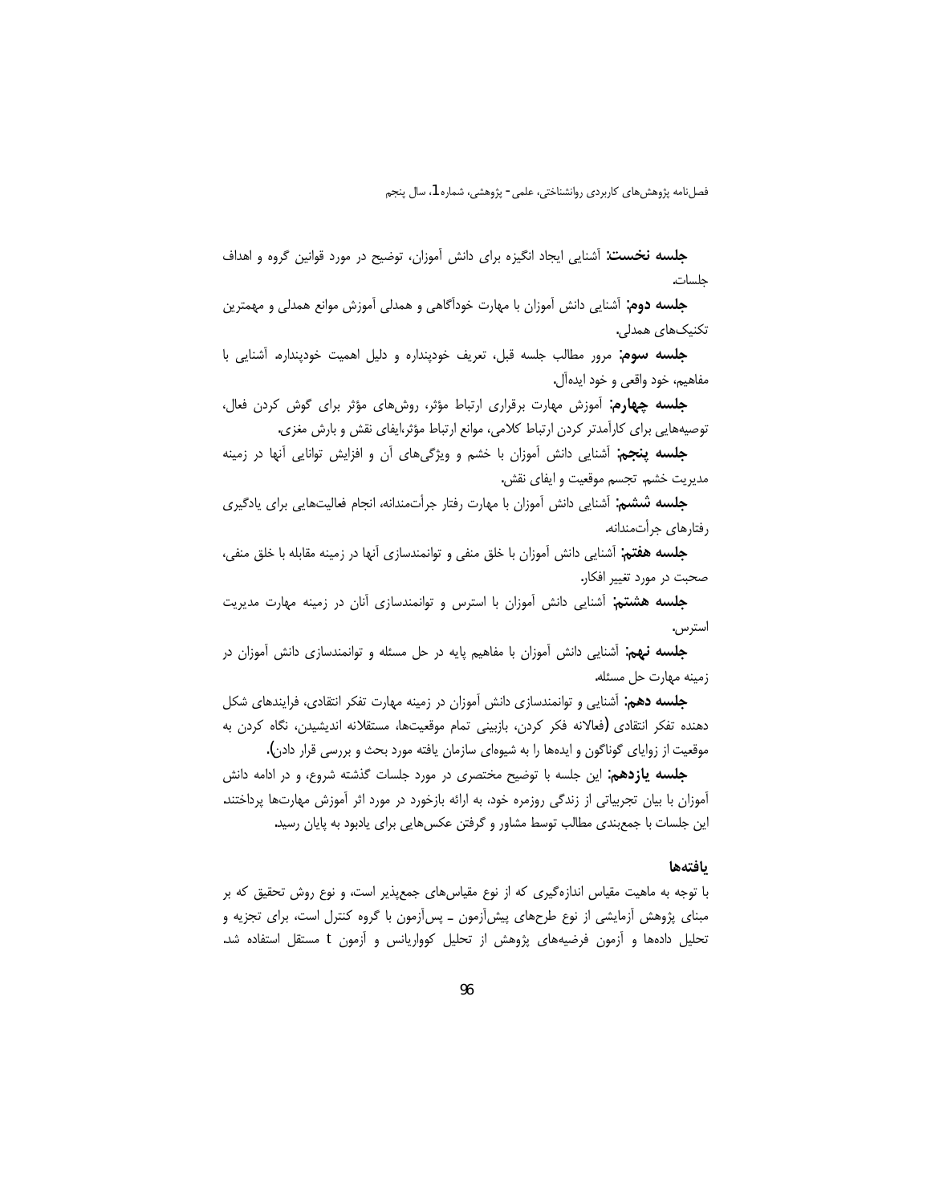**جلسه نخست:** آشنایی ایجاد انگیزه برای دانش آموزان، توضیح در مورد قوانین گروه و اهداف جلسات.

**جلسه دوم:** آشنایی دانش آموزان با مهارت خودآگاهی و همدلی آموزش موانع همدلی و مهمترین تکنیک‌های همدلی.

**جلسه سوم:** مرور مطالب جلسه قبل، تعریف خودپنداره و دلیل اهمیت خودپنداره. آشنایی با مفاهیم، خود واقعی و خود ایده‌آل.

**جلسه چهارم:** آموزش مهارت برقراری ارتباط مؤثر، روش‌های مؤثر برای گوش کردن فعال، توصیه‌هایی برای کارآمدتر کردن ارتباط کلامی، موانع ارتباط مؤثر،ایفای نقش و بارش مغزی.

**جلسه پنجم:** آشنایی دانش آموزان با خشم و ویژگی‌های آن و افزایش توانایی آنها در زمینه مدیریت خشم. تجسم موقعیت و ایفای نقش.

**جلسه ششم:** آشنایی دانش آموزان با مهارت رفتار جرأت‌مندانه، انجام فعالیت‌هایی برای یادگیری رفتارهای جرأت‌مندانه.

**جلسه هفتم:** آشنایی دانش آموزان با خلق منفی و توانمندسازی آنها در زمینه مقابله با خلق منفی، صحبت در مورد تغییر افکار.

**جلسه هشتم:** آشنایی دانش آموزان با استرس و توانمندسازی آنان در زمینه مهارت مدیریت استرس.

**جلسه نهم:** آشنایی دانش آموزان با مفاهیم پایه در حل مسئله و توانمندسازی دانش آموزان در زمینه مهارت حل مسئله.

**جلسه دهم:** آشنایی و توانمندسازی دانش آموزان در زمینه مهارت تفکر انتقادی، فرایندهای شکل دهنده تفکر انتقادی (فعالانه فکر کردن، بازبینی تمام موقعیت‌ها، مستقلانه اندیشیدن، نگاه کردن به موقعیت از زوایای گوناگون و ایده‌ها را به شیوه‌ای سازمان یافته مورد بحث و بررسی قرار دادن).

**جلسه یازدهم:** این جلسه با توضیح مختصری در مورد جلسات گذشته شروع، و در ادامه دانش آموزان با بیان تجربیاتی از زندگی روزمره خود، به ارائه بازخورد در مورد اثر آموزش مهارت‌ها پرداختند. این جلسات با جمع‌بندی مطالب توسط مشاور و گرفتن عکس‌هایی برای یادبود به پایان رسید.

### یافته‌ها

با توجه به ماهیت مقیاس اندازه‌گیری که از نوع مقیاس‌های جمع‌پذیر است، و نوع روش تحقیق که بر مبنای پژوهش آزمایشی از نوع طرح‌های پیش‌آزمون ـ پس‌آزمون با گروه کنترل است، برای تجزیه و تحلیل داده‌ها و آزمون فرضیه‌های پژوهش از تحلیل کوواریانس و آزمون t مستقل استفاده شد.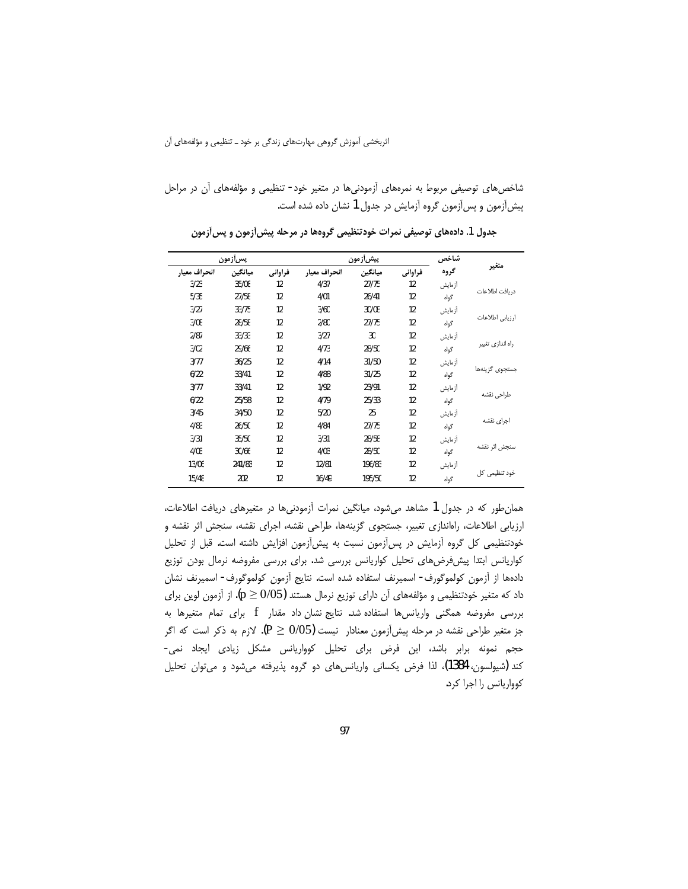شاخص‌های توصیفی مربوط به نمره‌های آزمودنی‌ها در متغیر خود- تنظیمی و مؤلفه‌های آن در مراحل پیش‌آزمون و پس‌آزمون گروه آزمایش در جدول 1 نشان داده شده است.

**جدول 1. داده‌های توصیفی نمرات خودتنظیمی گروه‌ها در مرحله پیش‌آزمون و پس‌آزمون**

| متغیر | شاخص / گروه | پیش‌آزمون | | | پس‌آزمون | | |
|---|---|---|---|---|---|---|---|
| | | فراوانی | میانگین | انحراف معیار | فراوانی | میانگین | انحراف معیار |
| دریافت اطلاعات | آزمایش | 12 | 27/75 | 4/37 | 12 | 35/08 | 3/23 |
| | گواه | 12 | 26/41 | 4/01 | 12 | 27/58 | 5/35 |
| ارزیابی اطلاعات | آزمایش | 12 | 30/08 | 3/60 | 12 | 33/75 | 3/27 |
| | گواه | 12 | 27/75 | 2/80 | 12 | 28/58 | 3/08 |
| راه اندازی تغییر | آزمایش | 12 | 30 | 3/27 | 12 | 33/33 | 2/87 |
| | گواه | 12 | 28/50 | 4/73 | 12 | 29/66 | 3/02 |
| جستجوی گزینه‌ها | آزمایش | 12 | 31/50 | 4/14 | 12 | 36/25 | 3/77 |
| | گواه | 12 | 31/25 | 4/88 | 12 | 33/41 | 6/22 |
| طراحی نقشه | آزمایش | 12 | 23/91 | 1/92 | 12 | 33/41 | 3/77 |
| | گواه | 12 | 25/33 | 4/79 | 12 | 25/58 | 6/22 |
| اجرای نقشه | آزمایش | 12 | 25 | 5/20 | 12 | 34/50 | 3/45 |
| | گواه | 12 | 27/75 | 4/84 | 12 | 26/50 | 4/83 |
| سنجش اثر نقشه | آزمایش | 12 | 28/58 | 3/31 | 12 | 35/50 | 3/31 |
| | گواه | 12 | 28/50 | 4/03 | 12 | 30/66 | 4/08 |
| خود تنظیمی کل | آزمایش | 12 | 196/83 | 12/81 | 12 | 241/83 | 13/06 |
| | گواه | 12 | 195/50 | 16/48 | 12 | 202 | 15/48 |

همان‌طور که در جدول 1 مشاهد می‌شود، میانگین نمرات آزمودنی‌ها در متغیرهای دریافت اطلاعات، ارزیابی اطلاعات، راه‌اندازی تغییر، جستجوی گزینه‌ها، طراحی نقشه، اجرای نقشه، سنجش اثر نقشه و خودتنظیمی کل گروه آزمایش در پس‌آزمون نسبت به پیش‌آزمون افزایش داشته است. قبل از تحلیل کواریانس ابتدا پیش‌فرض‌های تحلیل کواریانس بررسی شد. برای بررسی مفروضه نرمال بودن توزیع داده‌ها از آزمون کولموگورف- اسمیرنف استفاده شده است. نتایج آزمون کولموگورف- اسمیرنف نشان داد که متغیر خودتنظیمی و مؤلفه‌های آن دارای توزیع نرمال هستند ($p \geq 0/05$). از آزمون لوین برای بررسی مفروضه همگنی واریانس‌ها استفاده شد. نتایج نشان داد مقدار $f$ برای تمام متغیرها به جز متغیر طراحی نقشه در مرحله پیش‌آزمون معنادار نیست ($P \geq 0/05$). لازم به ذکر است که اگر حجم نمونه برابر باشد، این فرض برای تحلیل کوواریانس مشکل زیادی ایجاد نمی‌کند (شیولسون، 1384)، لذا فرض یکسانی واریانس‌های دو گروه پذیرفته می‌شود و می‌توان تحلیل کوواریانس را اجرا کرد.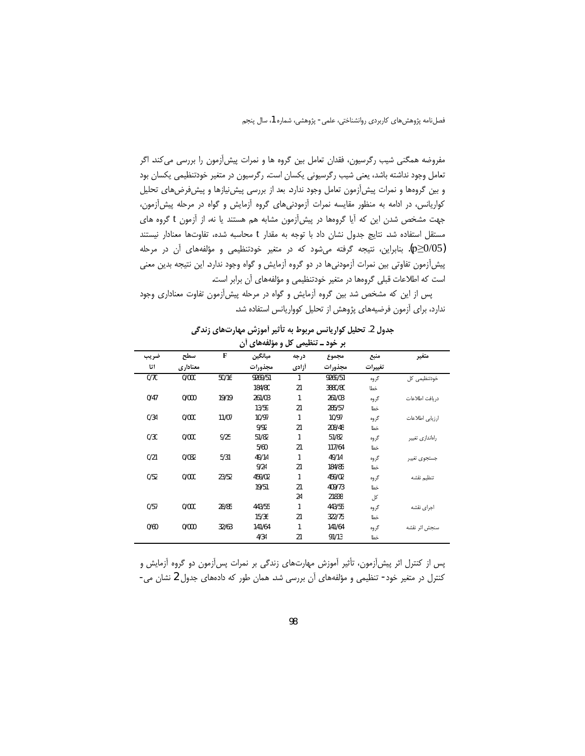مفروضه همگنی شیب رگرسیون، فقدان تعامل بین گروه ها و نمرات پیش‌آزمون را بررسی می‌کند. اگر تعامل وجود نداشته باشد، یعنی شیب رگرسیونی یکسان است. رگرسیون در متغیر خودتنظیمی یکسان بود و بین گروه‌ها و نمرات پیش‌آزمون تعامل وجود ندارد. بعد از بررسی پیش‌نیازها و پیش‌فرض‌های تحلیل کواریانس، در ادامه به منظور مقایسه نمرات آزمودنی‌های گروه آزمایش و گواه در مرحله پیش‌آزمون، جهت مشخص شدن این که آیا گروه‌ها در پیش‌آزمون مشابه هم هستند یا نه، از آزمون t گروه های مستقل استفاده شد. نتایج جدول نشان داد با توجه به مقدار t محاسبه شده، تفاوت‌ها معنادار نیستند ($p \geq 0/05$). بنابراین، نتیجه گرفته می‌شود که در متغیر خودتنظیمی و مؤلفه‌های آن در مرحله پیش‌آزمون تفاوتی بین نمرات آزمودنی‌ها در دو گروه آزمایش و گواه وجود ندارد. این نتیجه بدین معنی است که اطلاعات قبلی گروه‌ها در متغیر خودتنظیمی و مؤلفه‌های آن برابر است.

پس از این که مشخص شد بین گروه آزمایش و گواه در مرحله پیش‌آزمون تفاوت معناداری وجود ندارد، برای آزمون فرضیه‌های پژوهش از تحلیل کوواریانس استفاده شد.

**جدول 2. تحلیل کواریانس مربوط به تأثیر آموزش مهارت‌های زندگی بر خود ـ تنظیمی کل و مؤلفه‌های آن**

| متغیر | منبع تغییرات | مجموع مجذورات | درجه آزادی | میانگین مجذورات | F | سطح معناداری | ضریب اتا |
|---|---|---|---|---|---|---|---|
| خودتنظیمی کل | گروه | 9268/51 | 1 | 9268/51 | 50/16 | 0/000 | 0/70 |
| | خطا | 3880/80 | 21 | 184/80 | | | |
| دریافت اطلاعات | گروه | 261/03 | 1 | 261/03 | 19/19 | 0/000 | 0/47 |
| | خطا | 285/57 | 21 | 13/59 | | | |
| ارزیابی اطلاعات | گروه | 10/97 | 1 | 10/97 | 11/07 | 0/000 | 0/34 |
| | خطا | 208/48 | 21 | 9/92 | | | |
| راه‌اندازی تغییر | گروه | 51/82 | 1 | 51/82 | 9/25 | 0/000 | 0/30 |
| | خطا | 117/64 | 21 | 5/60 | | | |
| جستجوی تغییر | گروه | 49/14 | 1 | 49/14 | 5/31 | 0/032 | 0/21 |
| | خطا | 184/85 | 21 | 9/24 | | | |
| تنظیم نقشه | گروه | 459/02 | 1 | 459/02 | 23/52 | 0/000 | 0/52 |
| | خطا | 409/73 | 21 | 19/51 | | | |
| | کل | 21838 | 24 | | | | |
| اجرای نقشه | گروه | 443/55 | 1 | 443/55 | 28/86 | 0/000 | 0/57 |
| | خطا | 322/75 | 21 | 15/36 | | | |
| سنجش اثر نقشه | گروه | 141/64 | 1 | 141/64 | 32/63 | 0/000 | 0/60 |
| | خطا | 91/13 | 21 | 4/34 | | | |

پس از کنترل اثر پیش‌آزمون، تأثیر آموزش مهارت‌های زندگی بر نمرات پس‌آزمون دو گروه آزمایش و کنترل در متغیر خود- تنظیمی و مؤلفه‌های آن بررسی شد. همان طور که داده‌های جدول 2 نشان می-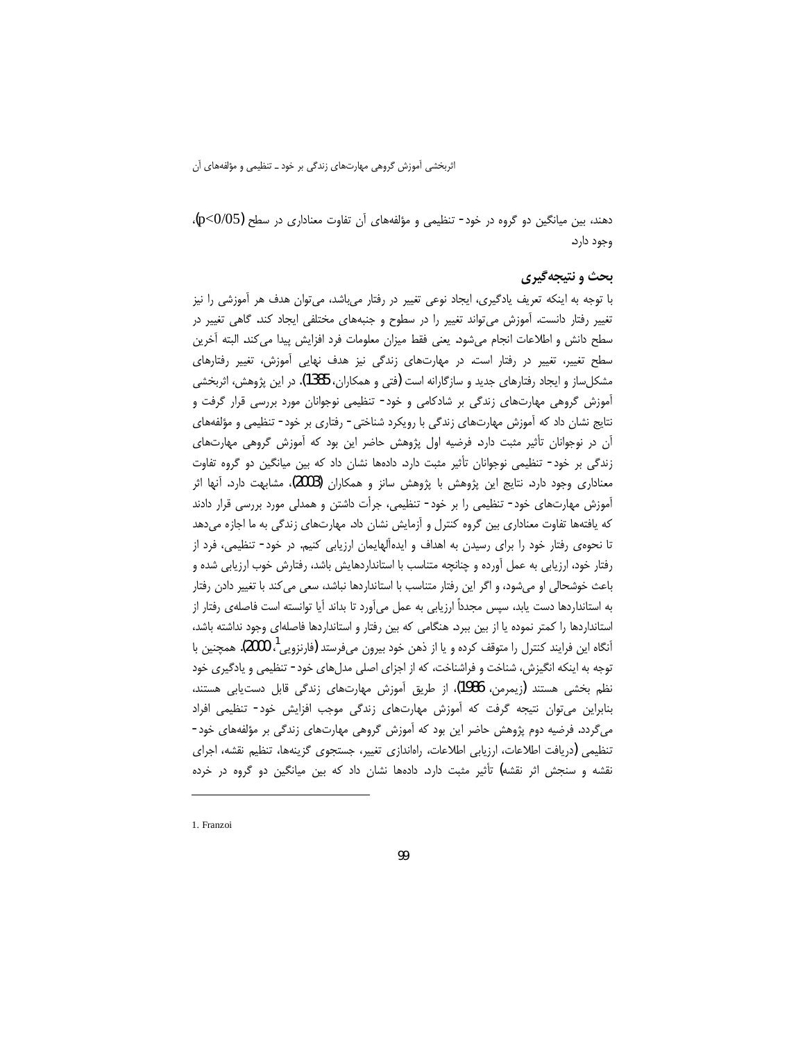دهند، بین میانگین دو گروه در خود- تنظیمی و مؤلفه‌های آن تفاوت معناداری در سطح ($p<0/05$)، وجود دارد.

## بحث و نتیجه‌گیری

با توجه به اینکه تعریف یادگیری، ایجاد نوعی تغییر در رفتار می‌باشد، می‌توان هدف هر آموزشی را نیز تغییر رفتار دانست. آموزش می‌تواند تغییر را در سطوح و جنبه‌های مختلفی ایجاد کند. گاهی تغییر در سطح دانش و اطلاعات انجام می‌شود. یعنی فقط میزان معلومات فرد افزایش پیدا می‌کند. البته آخرین سطح تغییر، تغییر در رفتار است. در مهارت‌های زندگی نیز هدف نهایی آموزش، تغییر رفتارهای مشکل‌ساز و ایجاد رفتارهای جدید و سازگارانه است (فتی و همکاران، 1385). در این پژوهش، اثربخشی آموزش گروهی مهارت‌های زندگی بر شادکامی و خود- تنظیمی نوجوانان مورد بررسی قرار گرفت و نتایج نشان داد که آموزش مهارت‌های زندگی با رویکرد شناختی- رفتاری بر خود- تنظیمی و مؤلفه‌های آن در نوجوانان تأثیر مثبت دارد. فرضیه اول پژوهش حاضر این بود که آموزش گروهی مهارت‌های زندگی بر خود- تنظیمی نوجوانان تأثیر مثبت دارد. داده‌ها نشان داد که بین میانگین دو گروه تفاوت معناداری وجود دارد. نتایج این پژوهش با پژوهش سانز و همکاران (2003)، مشابهت دارد. آنها اثر آموزش مهارت‌های خود- تنظیمی را بر خود- تنظیمی، جرأت داشتن و همدلی مورد بررسی قرار دادند که یافته‌ها تفاوت معناداری بین گروه کنترل و آزمایش نشان داد. مهارت‌های زندگی به ما اجازه می‌دهد تا نحوه‌ی رفتار خود را برای رسیدن به اهداف و ایده‌آلهایمان ارزیابی کنیم. در خود- تنظیمی، فرد از رفتار خود، ارزیابی به عمل آورده و چنانچه متناسب با استانداردهایش باشد، رفتارش خوب ارزیابی شده و باعث خوشحالی او می‌شود، و اگر این رفتار متناسب با استانداردها نباشد، سعی می‌کند با تغییر دادن رفتار به استانداردها دست یابد، سپس مجدداً ارزیابی به عمل می‌آورد تا بداند آیا توانسته است فاصله‌ی رفتار از استانداردها را کمتر نموده یا از بین ببرد. هنگامی که بین رفتار و استانداردها فاصله‌ای وجود نداشته باشد، آنگاه این فرایند کنترل را متوقف کرده و یا از ذهن خود بیرون می‌فرستد (فارنزویی[1]، 2000). همچنین با توجه به اینکه انگیزش، شناخت و فراشناخت، که از اجزای اصلی مدل‌های خود- تنظیمی و یادگیری خود نظم بخشی هستند (زیمرمن، 1986)، از طریق آموزش مهارت‌های زندگی قابل دست‌یابی هستند، بنابراین می‌توان نتیجه گرفت که آموزش مهارت‌های زندگی موجب افزایش خود- تنظیمی افراد می‌گردد. فرضیه دوم پژوهش حاضر این بود که آموزش گروهی مهارت‌های زندگی بر مؤلفه‌های خود- تنظیمی (دریافت اطلاعات، ارزیابی اطلاعات، راه‌اندازی تغییر، جستجوی گزینه‌ها، تنظیم نقشه، اجرای نقشه و سنجش اثر نقشه) تأثیر مثبت دارد. داده‌ها نشان داد که بین میانگین دو گروه در خرده

---

1. Franzoi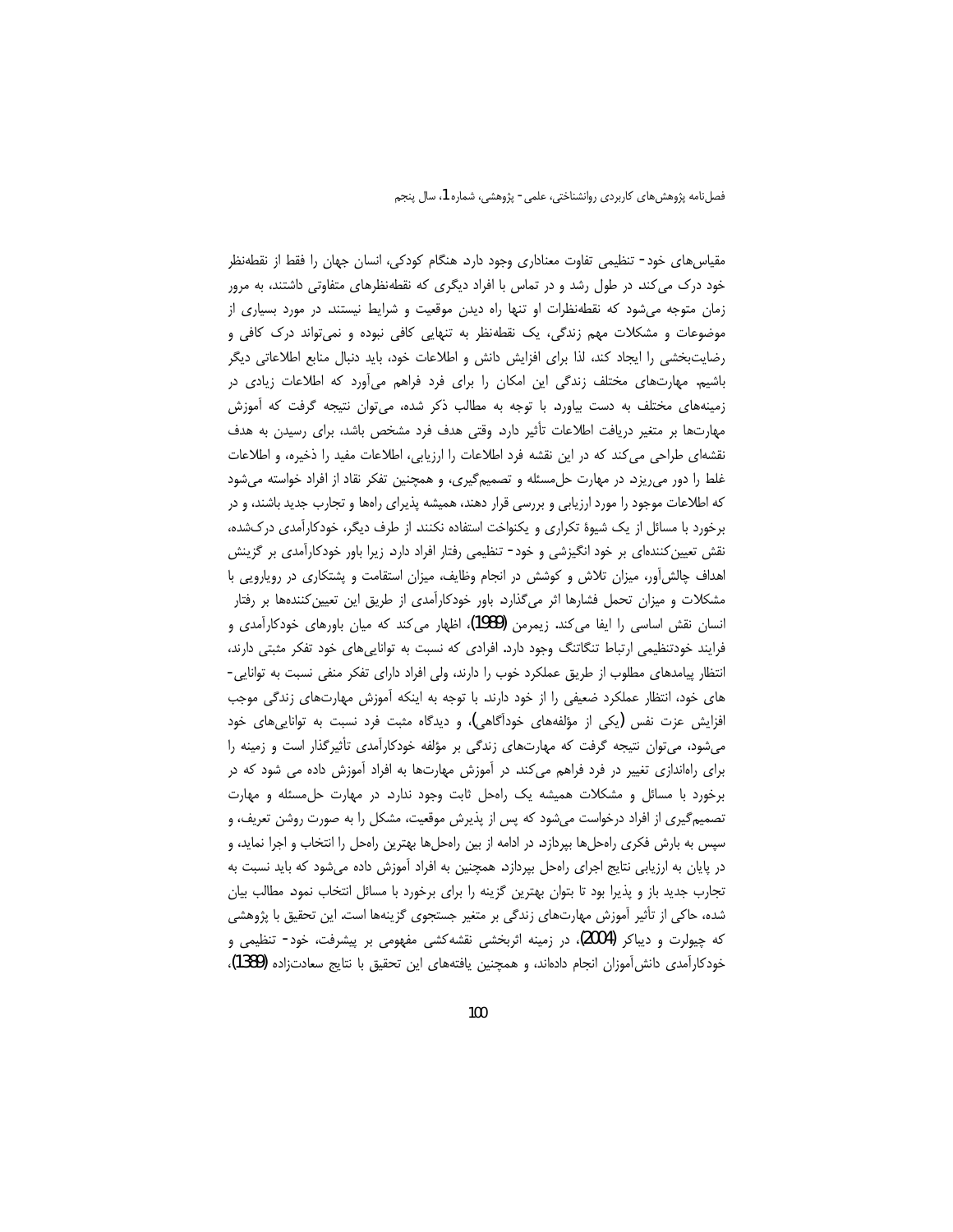مقیاس‌های خود- تنظیمی تفاوت معناداری وجود دارد. هنگام کودکی، انسان جهان را فقط از نقطه‌نظر خود درک می‌کند. در طول رشد و در تماس با افراد دیگری که نقطه‌نظرهای متفاوتی داشتند، به مرور زمان متوجه می‌شود که نقطه‌نظرات او تنها راه دیدن موقعیت و شرایط نیستند. در مورد بسیاری از موضوعات و مشکلات مهم زندگی، یک نقطه‌نظر به تنهایی کافی نبوده و نمی‌تواند درک کافی و رضایت‌بخشی را ایجاد کند، لذا برای افزایش دانش و اطلاعات خود، باید دنبال منابع اطلاعاتی دیگر باشیم. مهارت‌های مختلف زندگی این امکان را برای فرد فراهم می‌آورد که اطلاعات زیادی در زمینه‌های مختلف به دست بیاورد. با توجه به مطالب ذکر شده، می‌توان نتیجه گرفت که آموزش مهارت‌ها بر متغیر دریافت اطلاعات تأثیر دارد. وقتی هدف فرد مشخص باشد، برای رسیدن به هدف نقشه‌ای طراحی می‌کند که در این نقشه فرد اطلاعات را ارزیابی، اطلاعات مفید را ذخیره، و اطلاعات غلط را دور می‌ریزد. در مهارت حل‌مسئله و تصمیم‌گیری، و همچنین تفکر نقاد از افراد خواسته می‌شود که اطلاعات موجود را مورد ارزیابی و بررسی قرار دهند، همیشه پذیرای راه‌ها و تجارب جدید باشند، و در برخورد با مسائل از یک شیوهٔ تکراری و یکنواخت استفاده نکنند. از طرف دیگر، خودکارآمدی درک‌شده، نقش تعیین‌کننده‌ای بر خود انگیزشی و خود- تنظیمی رفتار افراد دارد. زیرا باور خودکارآمدی بر گزینش اهداف چالش‌آور، میزان تلاش و کوشش در انجام وظایف، میزان استقامت و پشتکاری در رویارویی با مشکلات و میزان تحمل فشارها اثر می‌گذارد. باور خودکارآمدی از طریق این تعیین‌کننده‌ها بر رفتار انسان نقش اساسی را ایفا می‌کند. زیمرمن (1989)، اظهار می‌کند که میان باورهای خودکارآمدی و فرایند خودتنظیمی ارتباط تنگاتنگ وجود دارد. افرادی که نسبت به توانایی‌های خود تفکر مثبتی دارند، انتظار پیامدهای مطلوب از طریق عملکرد خوب را دارند، ولی افراد دارای تفکر منفی نسبت به توانایی‌- های خود، انتظار عملکرد ضعیفی را از خود دارند. با توجه به اینکه آموزش مهارت‌های زندگی موجب افزایش عزت نفس (یکی از مؤلفه‌های خودآگاهی)، و دیدگاه مثبت فرد نسبت به توانایی‌های خود می‌شود، می‌توان نتیجه گرفت که مهارت‌های زندگی بر مؤلفه خودکارآمدی تأثیرگذار است و زمینه را برای راه‌اندازی تغییر در فرد فراهم می‌کند. در آموزش مهارت‌ها به افراد آموزش داده می شود که در برخورد با مسائل و مشکلات همیشه یک راه‌حل ثابت وجود ندارد. در مهارت حل‌مسئله و مهارت تصمیم‌گیری از افراد درخواست می‌شود که پس از پذیرش موقعیت، مشکل را به صورت روشن تعریف، و سپس به بارش فکری راه‌حل‌ها بپردازد. در ادامه از بین راه‌حل‌ها بهترین راه‌حل را انتخاب و اجرا نماید، و در پایان به ارزیابی نتایج اجرای راه‌حل بپردازد. همچنین به افراد آموزش داده می‌شود که باید نسبت به تجارب جدید باز و پذیرا بود تا بتوان بهترین گزینه را برای برخورد با مسائل انتخاب نمود. مطالب بیان شده، حاکی از تأثیر آموزش مهارت‌های زندگی بر متغیر جستجوی گزینه‌ها است. این تحقیق با پژوهشی که چیولرت و دیباکر (2004)، در زمینه اثربخشی نقشه‌کشی مفهومی بر پیشرفت، خود- تنظیمی و خودکارآمدی دانش‌آموزان انجام داده‌اند، و همچنین یافته‌های این تحقیق با نتایج سعادت‌زاده (1389)،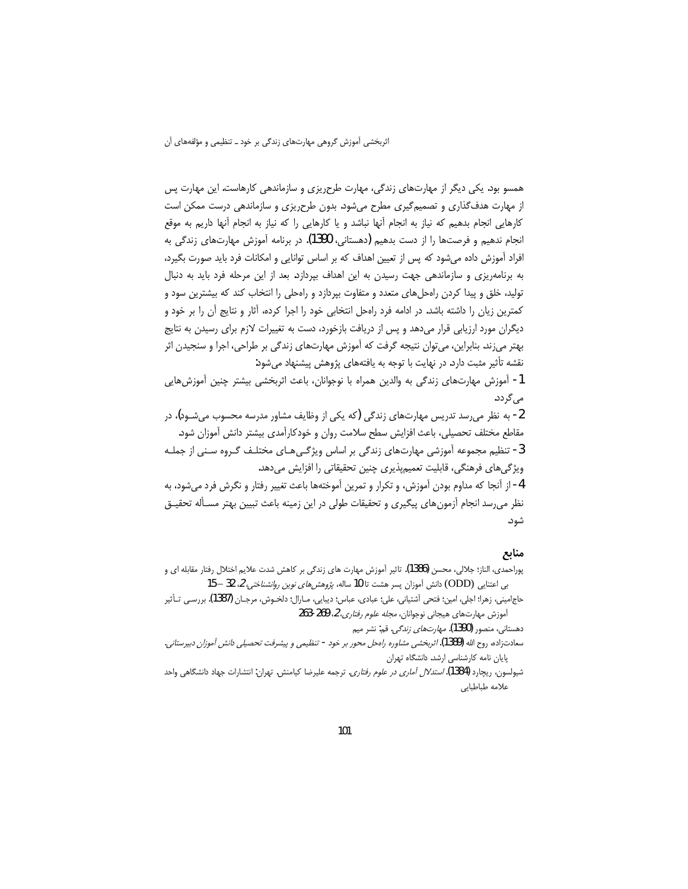همسو بود. یکی دیگر از مهارت‌های زندگی، مهارت طرح‌ریزی و سازماندهی کارهاست. این مهارت پس از مهارت هدف‌گذاری و تصمیم‌گیری مطرح می‌شود. بدون طرح‌ریزی و سازماندهی درست ممکن است کارهایی انجام بدهیم که نیاز به انجام آنها نباشد و یا کارهایی را که نیاز به انجام آنها داریم به موقع انجام ندهیم و فرصت‌ها را از دست بدهیم (دهستانی، 1390). در برنامه آموزش مهارت‌های زندگی به افراد آموزش داده می‌شود که پس از تعیین اهداف که بر اساس توانایی و امکانات فرد باید صورت بگیرد، به برنامه‌ریزی و سازماندهی جهت رسیدن به این اهداف بپردازد. بعد از این مرحله فرد باید به دنبال تولید، خلق و پیدا کردن راه‌حل‌های متعدد و متفاوت بپردازد و راه‌حلی را انتخاب کند که بیشترین سود و کمترین زیان را داشته باشد. در ادامه فرد راه‌حل انتخابی خود را اجرا کرده، آثار و نتایج آن را بر خود و دیگران مورد ارزیابی قرار می‌دهد و پس از دریافت بازخورد، دست به تغییرات لازم برای رسیدن به نتایج بهتر می‌زند. بنابراین، می‌توان نتیجه گرفت که آموزش مهارت‌های زندگی بر طراحی، اجرا و سنجیدن اثر نقشه تأثیر مثبت دارد. در نهایت با توجه به یافته‌های پژوهش پیشنهاد می‌شود:

1- آموزش مهارت‌های زندگی به والدین همراه با نوجوانان، باعث اثربخشی بیشتر چنین آموزش‌هایی می‌گردد.

2- به نظر می‌رسد تدریس مهارت‌های زندگی (که یکی از وظایف مشاور مدرسه محسوب می‌شود)، در مقاطع مختلف تحصیلی، باعث افزایش سطح سلامت روان و خودکارآمدی بیشتر دانش آموزان شود.

3- تنظیم مجموعه آموزشی مهارت‌های زندگی بر اساس ویژگی‌های مختلف گروه سنی از جمله ویژگی‌های فرهنگی، قابلیت تعمیم‌پذیری چنین تحقیقاتی را افزایش می‌دهد.

4- از آنجا که مداوم بودن آموزش، و تکرار و تمرین آموخته‌ها باعث تغییر رفتار و نگرش فرد می‌شود، به نظر می‌رسد انجام آزمون‌های پیگیری و تحقیقات طولی در این زمینه باعث تبیین بهتر مسأله تحقیق شود.

## منابع

پوراحمدی، الناز؛ جلالی، محسن (1386). تاثیر آموزش مهارت های زندگی بر کاهش شدت علایم اختلال رفتار مقابله ای و بی اعتنایی (ODD) دانش آموزان پسر هشت تا 10 ساله، *پژوهش‌های نوین روانشناختی*، 2، 32 –15

حاج‌امینی، زهرا؛ اجلی، امین؛ فتحی آشتیانی، علی؛ عبادی، عباس؛ دیبایی، مارال؛ دلخوش، مرجان (1387). بررسی تأثیر آموزش مهارت‌های هیجانی نوجوانان، *مجله علوم رفتاری*، 2، 269-263

دهستانی، منصور (1390). *مهارت‌های زندگی*. قم: نشر میم

سعادت‌زاده، روح الله (1389). *اثربخشی مشاوره راه‌حل محور بر خود - تنظیمی و پیشرفت تحصیلی دانش آموزان دبیرستانی*. پایان نامه کارشناسی ارشد دانشگاه تهران

شیولسون، ریچارد (1384). *استدلال آماری در علوم رفتاری*. ترجمه علیرضا کیامنش. تهران: انتشارات جهاد دانشگاهی واحد علامه طباطبایی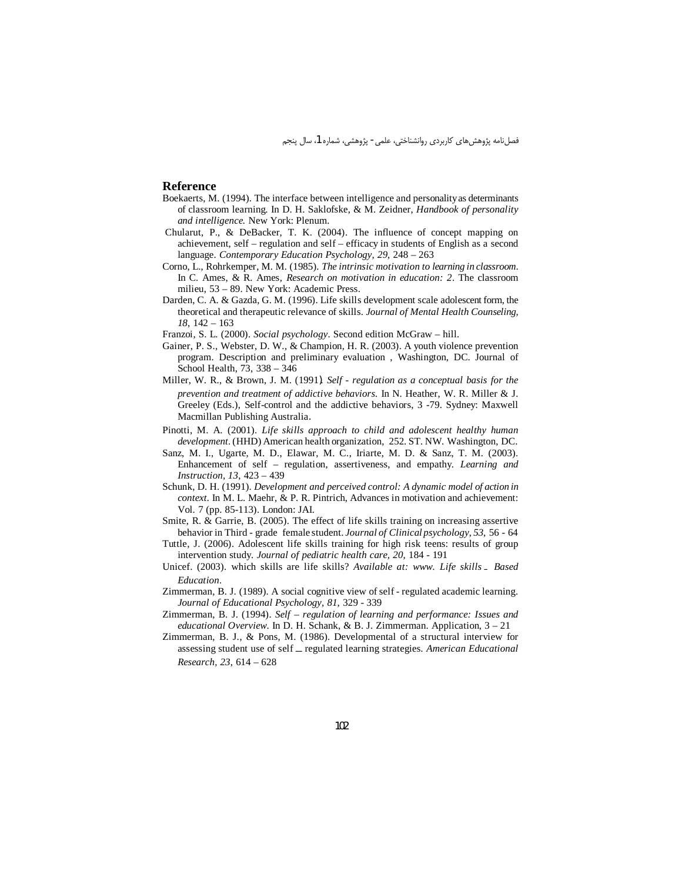## Reference

Boekaerts, M. (1994). The interface between intelligence and personality as determinants of classroom learning. In D. H. Saklofske, & M. Zeidner, *Handbook of personality and intelligence.* New York: Plenum.

Chularut, P., & DeBacker, T. K. (2004). The influence of concept mapping on achievement, self – regulation and self – efficacy in students of English as a second language. *Contemporary Education Psychology, 29*, 248 – 263

Corno, L., Rohrkemper, M. M. (1985). *The intrinsic motivation to learning in classroom*. In C. Ames, & R. Ames, *Research on motivation in education: 2*. The classroom milieu, 53 – 89. New York: Academic Press.

Darden, C. A. & Gazda, G. M. (1996). Life skills development scale adolescent form, the theoretical and therapeutic relevance of skills. *Journal of Mental Health Counseling, 18*, 142 – 163

Franzoi, S. L. (2000). *Social psychology*. Second edition McGraw – hill.

Gainer, P. S., Webster, D. W., & Champion, H. R. (2003). A youth violence prevention program. Description and preliminary evaluation , Washington, DC. Journal of School Health, 73, 338 – 346

Miller, W. R., & Brown, J. M. (1991). *Self - regulation as a conceptual basis for the prevention and treatment of addictive behaviors.* In N. Heather, W. R. Miller & J. Greeley (Eds.), Self-control and the addictive behaviors, 3 -79. Sydney: Maxwell Macmillan Publishing Australia.

Pinotti, M. A. (2001). *Life skills approach to child and adolescent healthy human development*. (HHD) American health organization, 252. ST. NW. Washington, DC.

Sanz, M. I., Ugarte, M. D., Elawar, M. C., Iriarte, M. D. & Sanz, T. M. (2003). Enhancement of self – regulation, assertiveness, and empathy. *Learning and Instruction, 13*, 423 – 439

Schunk, D. H. (1991). *Development and perceived control: A dynamic model of action in context*. In M. L. Maehr, & P. R. Pintrich, Advances in motivation and achievement: Vol. 7 (pp. 85-113). London: JAI.

Smite, R. & Garrie, B. (2005). The effect of life skills training on increasing assertive behavior in Third - grade female student. *Journal of Clinical psychology, 53*, 56 - 64

Tuttle, J. (2006). Adolescent life skills training for high risk teens: results of group intervention study. *Journal of pediatric health care, 20*, 184 - 191

Unicef. (2003). which skills are life skills? *Available at: www. Life skills – Based Education*.

Zimmerman, B. J. (1989). A social cognitive view of self - regulated academic learning. *Journal of Educational Psychology, 81,* 329 - 339

Zimmerman, B. J. (1994). *Self – regulation of learning and performance: Issues and educational Overview.* In D. H. Schank, & B. J. Zimmerman. Application, 3 – 21

Zimmerman, B. J., & Pons, M. (1986). Developmental of a structural interview for assessing student use of self – regulated learning strategies. *American Educational Research, 23*, 614 – 628